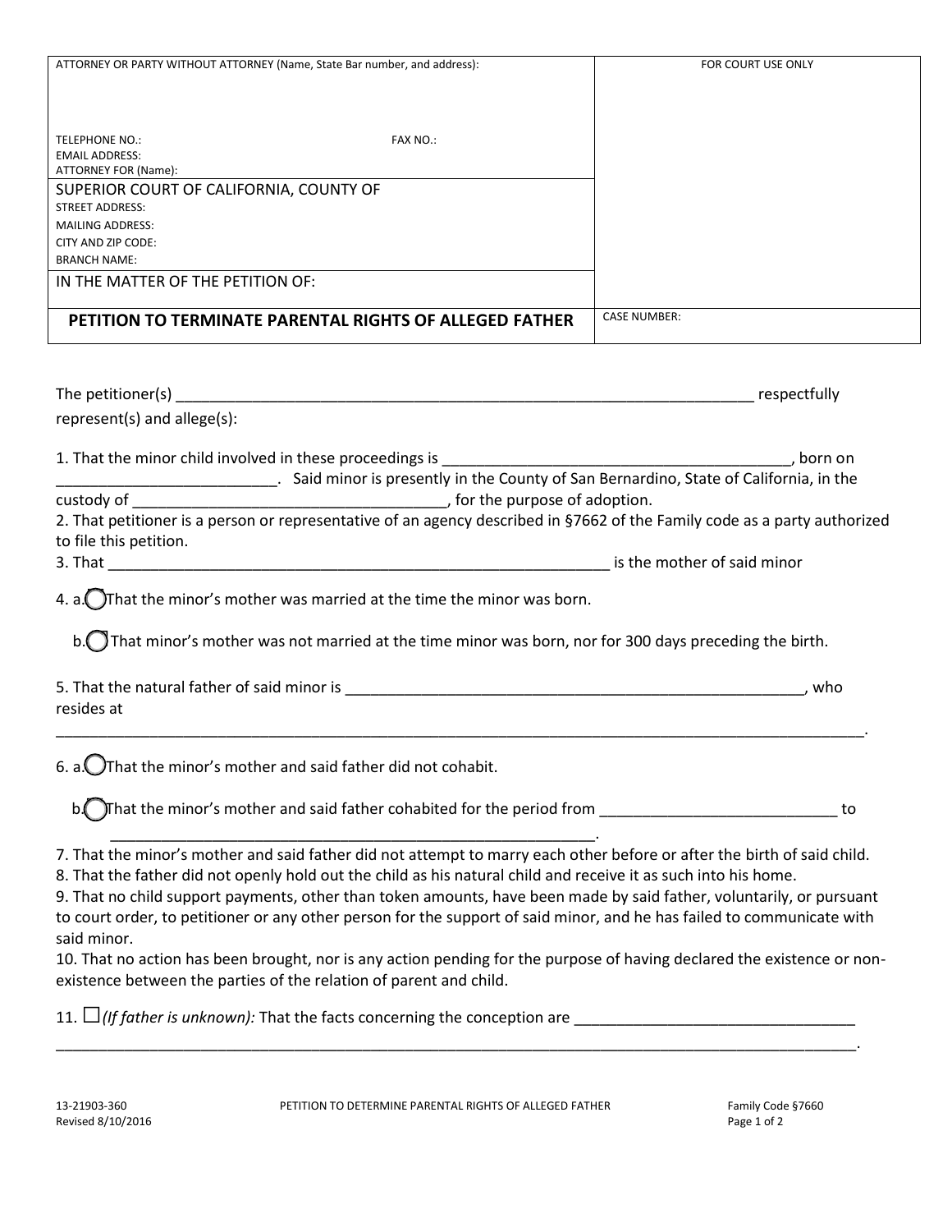| ATTORNEY OR PARTY WITHOUT ATTORNEY (Name, State Bar number, and address): | FOR COURT USE ONLY |
|---|---|
| TELEPHONE NO.: FAX NO.:<br>EMAIL ADDRESS:<br>ATTORNEY FOR (Name): | |
| SUPERIOR COURT OF CALIFORNIA, COUNTY OF<br>STREET ADDRESS:<br>MAILING ADDRESS:<br>CITY AND ZIP CODE:<br>BRANCH NAME: | |
| IN THE MATTER OF THE PETITION OF: | |
| **PETITION TO TERMINATE PARENTAL RIGHTS OF ALLEGED FATHER** | CASE NUMBER: |

The petitioner(s) ______________________________________________________________________ respectfully represent(s) and allege(s):

1. That the minor child involved in these proceedings is __________________________________________, born on __________________________. Said minor is presently in the County of San Bernardino, State of California, in the custody of ____________________________________, for the purpose of adoption.
2. That petitioner is a person or representative of an agency described in §7662 of the Family code as a party authorized to file this petition.
3. That _______________________________________________________________ is the mother of said minor

4. a. ◯ That the minor's mother was married at the time the minor was born.

   b. ◯ That minor's mother was not married at the time minor was born, nor for 300 days preceding the birth.

5. That the natural father of said minor is ________________________________________________________, who resides at

_____________________________________________________________________________________________.

6. a. ◯ That the minor's mother and said father did not cohabit.

   b. ◯ That the minor's mother and said father cohabited for the period from ____________________________ to ____________________________________________________________.

7. That the minor's mother and said father did not attempt to marry each other before or after the birth of said child.
8. That the father did not openly hold out the child as his natural child and receive it as such into his home.
9. That no child support payments, other than token amounts, have been made by said father, voluntarily, or pursuant to court order, to petitioner or any other person for the support of said minor, and he has failed to communicate with said minor.
10. That no action has been brought, nor is any action pending for the purpose of having declared the existence or non-existence between the parties of the relation of parent and child.

11. ☐ *(If father is unknown):* That the facts concerning the conception are _________________________________

_____________________________________________________________________________________________.

13-21903-360
Revised 8/10/2016

PETITION TO DETERMINE PARENTAL RIGHTS OF ALLEGED FATHER

Family Code §7660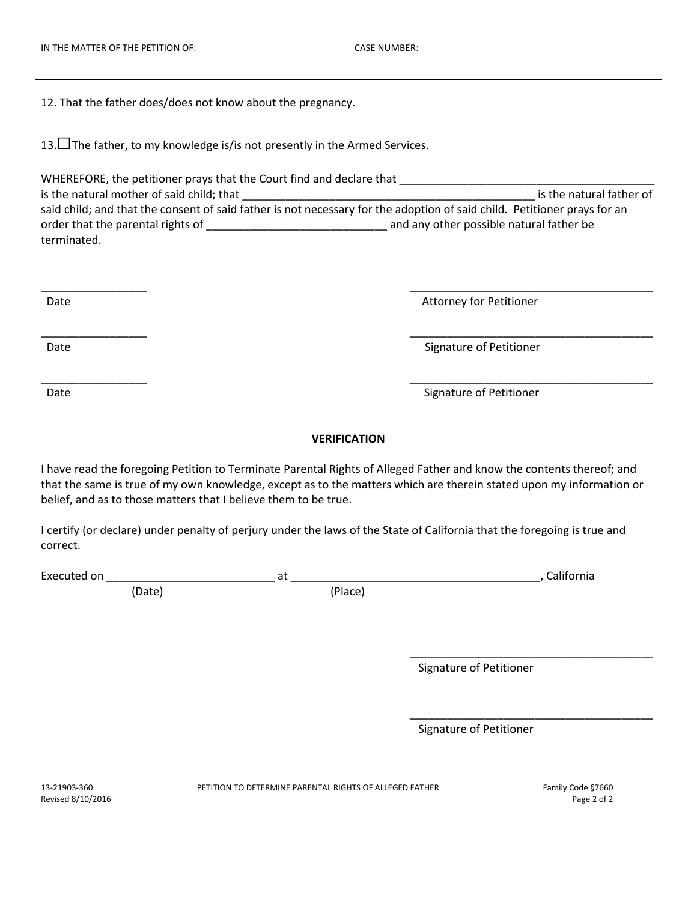| IN THE MATTER OF THE PETITION OF: | CASE NUMBER: |
|---|---|
| | |

12. That the father does/does not know about the pregnancy.

13.☐ The father, to my knowledge is/is not presently in the Armed Services.

WHEREFORE, the petitioner prays that the Court find and declare that ________________________________________ is the natural mother of said child; that ______________________________________________ is the natural father of said child; and that the consent of said father is not necessary for the adoption of said child. Petitioner prays for an order that the parental rights of ____________________________ and any other possible natural father be terminated.

________________ Date &nbsp;&nbsp;&nbsp;&nbsp;&nbsp;&nbsp;&nbsp;&nbsp;&nbsp;&nbsp;&nbsp;&nbsp;&nbsp;&nbsp;&nbsp;&nbsp;&nbsp;&nbsp;&nbsp;&nbsp;&nbsp;&nbsp;&nbsp;&nbsp;&nbsp;&nbsp;&nbsp;&nbsp;&nbsp;&nbsp;&nbsp;&nbsp;&nbsp;&nbsp;&nbsp;&nbsp;&nbsp;&nbsp;&nbsp; ______________________________________ Attorney for Petitioner

________________ Date &nbsp;&nbsp;&nbsp;&nbsp;&nbsp;&nbsp;&nbsp;&nbsp;&nbsp;&nbsp;&nbsp;&nbsp;&nbsp;&nbsp;&nbsp;&nbsp;&nbsp;&nbsp;&nbsp;&nbsp;&nbsp;&nbsp;&nbsp;&nbsp;&nbsp;&nbsp;&nbsp;&nbsp;&nbsp;&nbsp;&nbsp;&nbsp;&nbsp;&nbsp;&nbsp;&nbsp;&nbsp;&nbsp;&nbsp; ______________________________________ Signature of Petitioner

________________ Date &nbsp;&nbsp;&nbsp;&nbsp;&nbsp;&nbsp;&nbsp;&nbsp;&nbsp;&nbsp;&nbsp;&nbsp;&nbsp;&nbsp;&nbsp;&nbsp;&nbsp;&nbsp;&nbsp;&nbsp;&nbsp;&nbsp;&nbsp;&nbsp;&nbsp;&nbsp;&nbsp;&nbsp;&nbsp;&nbsp;&nbsp;&nbsp;&nbsp;&nbsp;&nbsp;&nbsp;&nbsp;&nbsp;&nbsp; ______________________________________ Signature of Petitioner

## VERIFICATION

I have read the foregoing Petition to Terminate Parental Rights of Alleged Father and know the contents thereof; and that the same is true of my own knowledge, except as to the matters which are therein stated upon my information or belief, and as to those matters that I believe them to be true.

I certify (or declare) under penalty of perjury under the laws of the State of California that the foregoing is true and correct.

Executed on ___________________________ at ________________________________________, California
(Date) (Place)

______________________________________
Signature of Petitioner

______________________________________
Signature of Petitioner

13-21903-360 &nbsp;&nbsp;&nbsp; PETITION TO DETERMINE PARENTAL RIGHTS OF ALLEGED FATHER &nbsp;&nbsp;&nbsp; Family Code §7660
Revised 8/10/2016